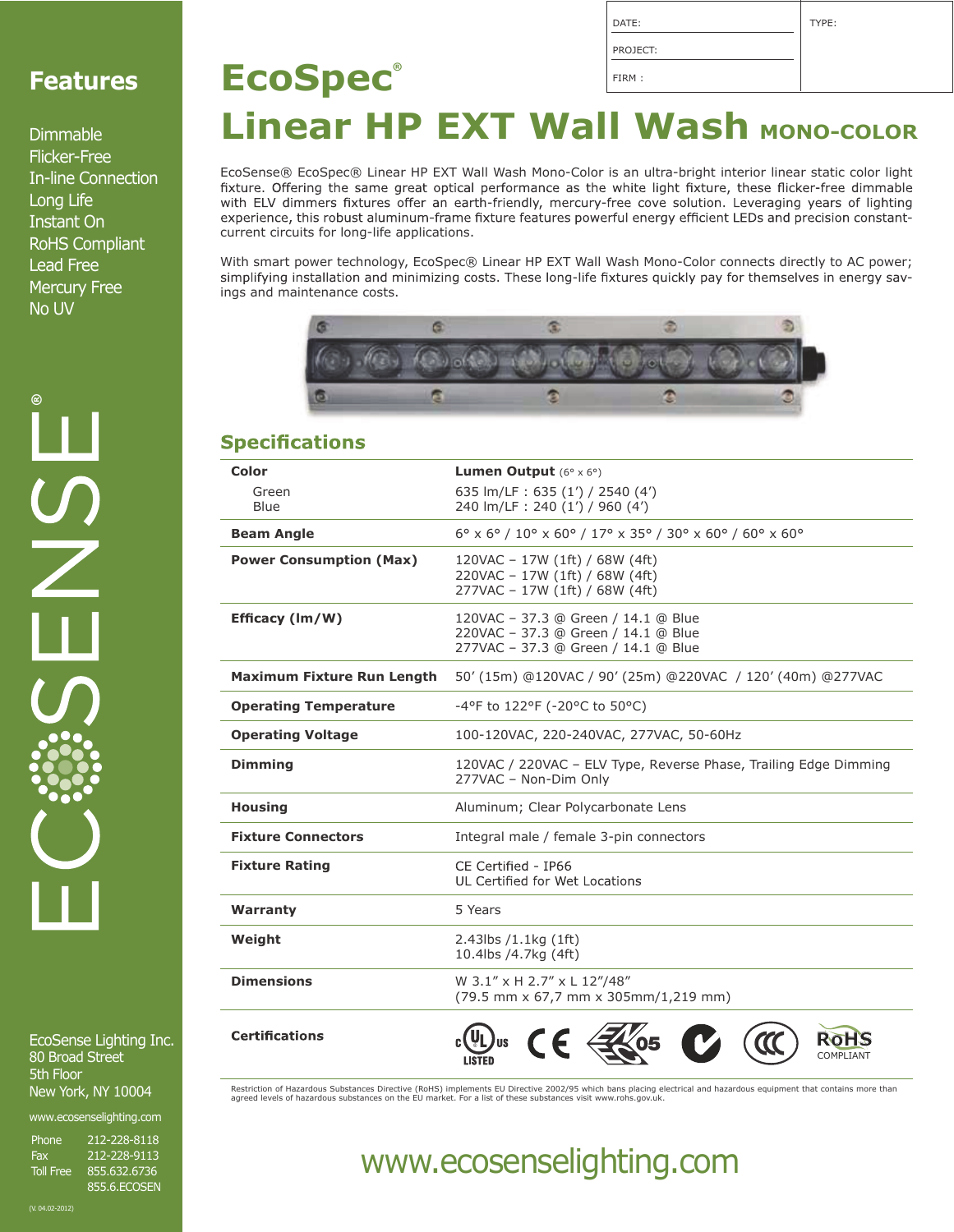| DATE: | TYPE: |
| --- | --- |
| PROJECT: | |
| FIRM : | |

# EcoSpec®

# Linear HP EXT Wall Wash MONO-COLOR

EcoSense® EcoSpec® Linear HP EXT Wall Wash Mono-Color is an ultra-bright interior linear static color light fixture. Offering the same great optical performance as the white light fixture, these flicker-free dimmable with ELV dimmers fixtures offer an earth-friendly, mercury-free cove solution. Leveraging years of lighting experience, this robust aluminum-frame fixture features powerful energy efficient LEDs and precision constant-current circuits for long-life applications.

With smart power technology, EcoSpec® Linear HP EXT Wall Wash Mono-Color connects directly to AC power; simplifying installation and minimizing costs. These long-life fixtures quickly pay for themselves in energy savings and maintenance costs.

## Features

- Dimmable
- Flicker-Free
- In-line Connection
- Long Life
- Instant On
- RoHS Compliant
- Lead Free
- Mercury Free
- No UV

## Specifications

| **Color** | **Lumen Output** (6° x 6°) |
| --- | --- |
| Green<br>Blue | 635 lm/LF : 635 (1') / 2540 (4')<br>240 lm/LF : 240 (1') / 960 (4') |
| **Beam Angle** | 6° x 6° / 10° x 60° / 17° x 35° / 30° x 60° / 60° x 60° |
| **Power Consumption (Max)** | 120VAC – 17W (1ft) / 68W (4ft)<br>220VAC – 17W (1ft) / 68W (4ft)<br>277VAC – 17W (1ft) / 68W (4ft) |
| **Efficacy (lm/W)** | 120VAC – 37.3 @ Green / 14.1 @ Blue<br>220VAC – 37.3 @ Green / 14.1 @ Blue<br>277VAC – 37.3 @ Green / 14.1 @ Blue |
| **Maximum Fixture Run Length** | 50' (15m) @120VAC / 90' (25m) @220VAC / 120' (40m) @277VAC |
| **Operating Temperature** | -4°F to 122°F (-20°C to 50°C) |
| **Operating Voltage** | 100-120VAC, 220-240VAC, 277VAC, 50-60Hz |
| **Dimming** | 120VAC / 220VAC – ELV Type, Reverse Phase, Trailing Edge Dimming<br>277VAC – Non-Dim Only |
| **Housing** | Aluminum; Clear Polycarbonate Lens |
| **Fixture Connectors** | Integral male / female 3-pin connectors |
| **Fixture Rating** | CE Certified - IP66<br>UL Certified for Wet Locations |
| **Warranty** | 5 Years |
| **Weight** | 2.43lbs /1.1kg (1ft)<br>10.4lbs /4.7kg (4ft) |
| **Dimensions** | W 3.1" x H 2.7" x L 12"/48"<br>(79.5 mm x 67,7 mm x 305mm/1,219 mm) |
| **Certifications** | cULus LISTED, CE, EN 05, RoHS COMPLIANT |

Restriction of Hazardous Substances Directive (RoHS) implements EU Directive 2002/95 which bans placing electrical and hazardous equipment that contains more than agreed levels of hazardous substances on the EU market. For a list of these substances visit www.rohs.gov.uk.

www.ecosenselighting.com

ECOSENSE®

EcoSense Lighting Inc.
80 Broad Street
5th Floor
New York, NY 10004

www.ecosenselighting.com

| Phone | 212-228-8118 |
| --- | --- |
| Fax | 212-228-9113 |
| Toll Free | 855.632.6736 |
| | 855.6.ECOSEN |

(V. 04.02-2012)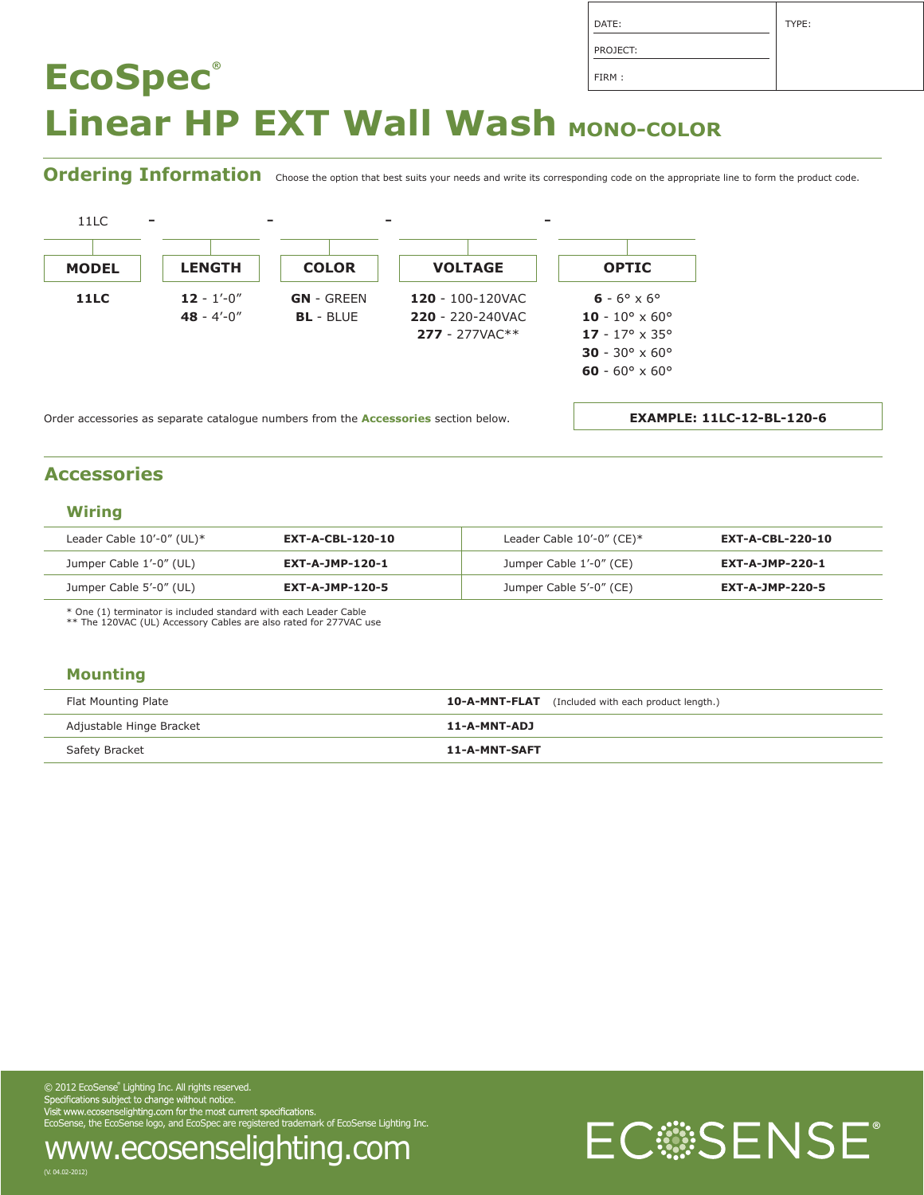| DATE: | TYPE: |
|---|---|
| PROJECT: | |
| FIRM : | |

# EcoSpec®
# Linear HP EXT Wall Wash MONO-COLOR

## Ordering Information

Choose the option that best suits your needs and write its corresponding code on the appropriate line to form the product code.

11LC - ____ - ____ - ____ - ____

| MODEL | LENGTH | COLOR | VOLTAGE | OPTIC |
|---|---|---|---|---|
| **11LC** | **12** - 1'-0" | **GN** - GREEN | **120** - 100-120VAC | **6** - 6° x 6° |
| | **48** - 4'-0" | **BL** - BLUE | **220** - 220-240VAC | **10** - 10° x 60° |
| | | | **277** - 277VAC** | **17** - 17° x 35° |
| | | | | **30** - 30° x 60° |
| | | | | **60** - 60° x 60° |

Order accessories as separate catalogue numbers from the **Accessories** section below.

**EXAMPLE: 11LC-12-BL-120-6**

## Accessories

### Wiring

| | | | |
|---|---|---|---|
| Leader Cable 10'-0" (UL)* | **EXT-A-CBL-120-10** | Leader Cable 10'-0" (CE)* | **EXT-A-CBL-220-10** |
| Jumper Cable 1'-0" (UL) | **EXT-A-JMP-120-1** | Jumper Cable 1'-0" (CE) | **EXT-A-JMP-220-1** |
| Jumper Cable 5'-0" (UL) | **EXT-A-JMP-120-5** | Jumper Cable 5'-0" (CE) | **EXT-A-JMP-220-5** |

\* One (1) terminator is included standard with each Leader Cable
** The 120VAC (UL) Accessory Cables are also rated for 277VAC use

### Mounting

| | |
|---|---|
| Flat Mounting Plate | **10-A-MNT-FLAT** (Included with each product length.) |
| Adjustable Hinge Bracket | **11-A-MNT-ADJ** |
| Safety Bracket | **11-A-MNT-SAFT** |

© 2012 EcoSense® Lighting Inc. All rights reserved.
Specifications subject to change without notice.
Visit www.ecosenselighting.com for the most current specifications.
EcoSense, the EcoSense logo, and EcoSpec are registered trademark of EcoSense Lighting Inc.

www.ecosenselighting.com

(V. 04.02-2012)

ECOSENSE®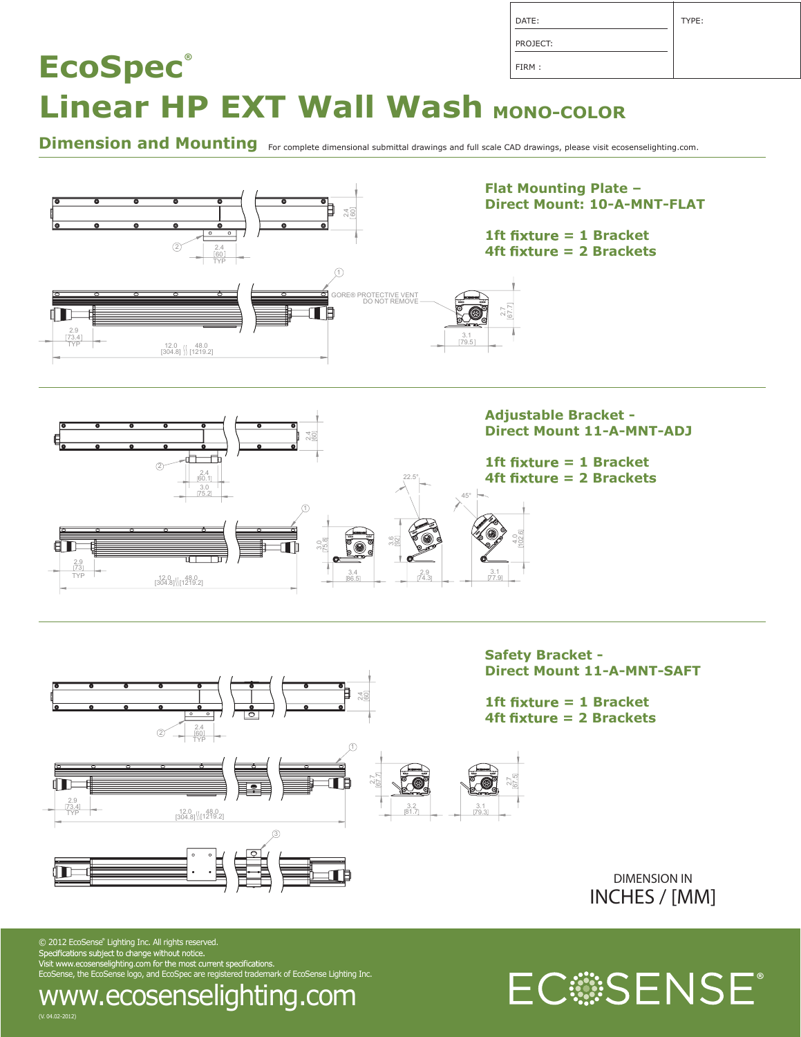| DATE: | TYPE: |
|---|---|
| PROJECT: | |
| FIRM : | |

# EcoSpec®

# Linear HP EXT Wall Wash MONO-COLOR

## Dimension and Mounting

For complete dimensional submittal drawings and full scale CAD drawings, please visit ecosenselighting.com.

2.4 [60]

2.4 [60] TYP

GORE® PROTECTIVE VENT DO NOT REMOVE

2.9 [73.4] TYP

12.0 [304.8] 48.0 [1219.2]

2.7 [67.7]

3.1 [79.5]

### Flat Mounting Plate – Direct Mount: 10-A-MNT-FLAT

**1ft fixture = 1 Bracket**
**4ft fixture = 2 Brackets**

2.4 [60]

2.4 [60.1]

3.0 [75.2]

22.5°

45°

2.9 [73] TYP

12.0 [304.8] 48.0 [1219.2]

3.0 [75.8]

3.4 [86.5]

3.6 [92]

2.9 [74.3]

4.0 [102.6]

3.1 [77.9]

### Adjustable Bracket - Direct Mount 11-A-MNT-ADJ

**1ft fixture = 1 Bracket**
**4ft fixture = 2 Brackets**

2.4 [60]

2.4 [60] TYP

2.9 [73.4] TYP

12.0 [304.8] 48.0 [1219.2]

2.7 [67.7]

3.2 [81.7]

2.7 [67.5]

3.1 [79.3]

### Safety Bracket - Direct Mount 11-A-MNT-SAFT

**1ft fixture = 1 Bracket**
**4ft fixture = 2 Brackets**

DIMENSION IN
INCHES / [MM]

© 2012 EcoSense® Lighting Inc. All rights reserved.
Specifications subject to change without notice.
Visit www.ecosenselighting.com for the most current specifications.
EcoSense, the EcoSense logo, and EcoSpec are registered trademark of EcoSense Lighting Inc.

www.ecosenselighting.com

(V. 04.02-2012)

ECOSENSE®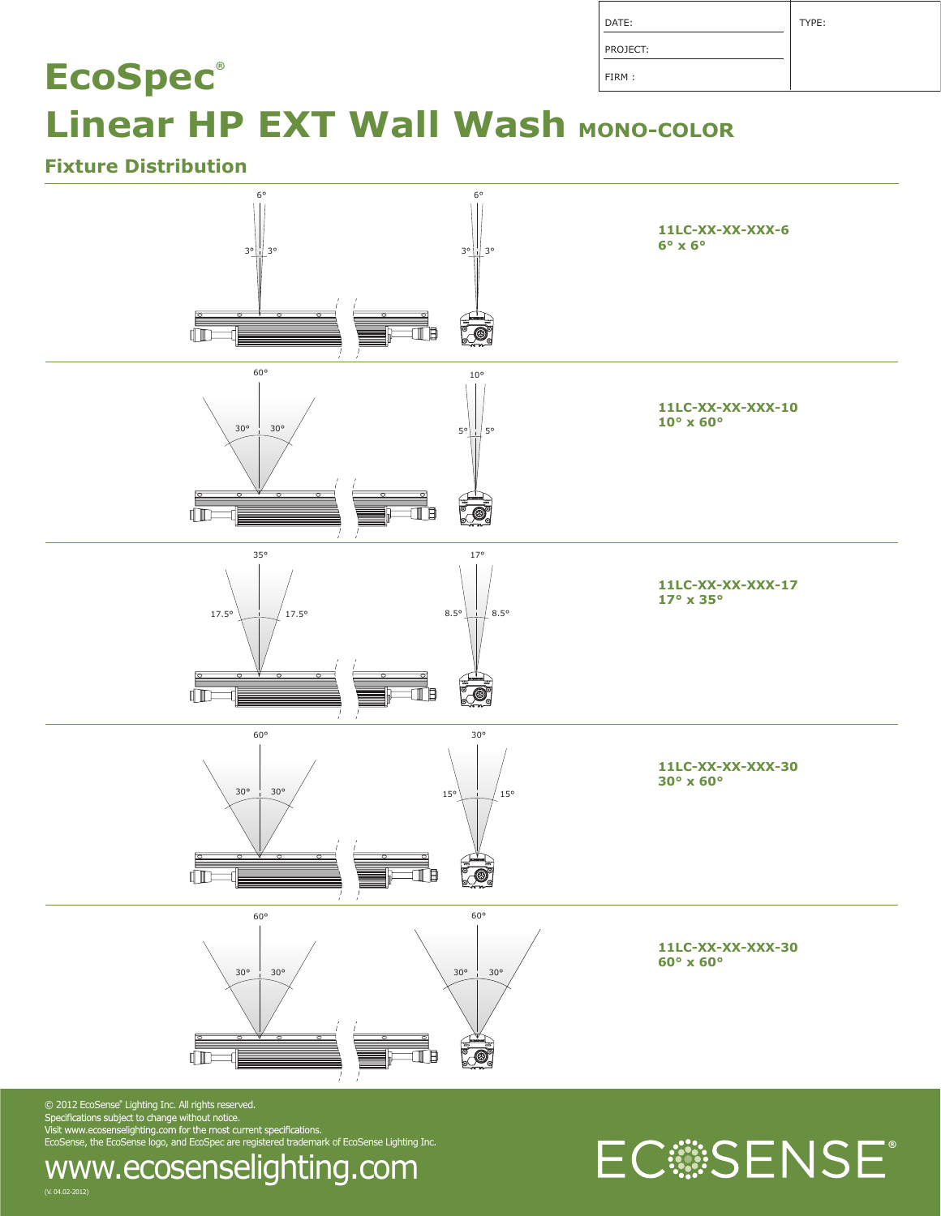| DATE: | TYPE: |
|---|---|
| PROJECT: | |
| FIRM : | |

# EcoSpec®

# Linear HP EXT Wall Wash MONO-COLOR

## Fixture Distribution

**11LC-XX-XX-XXX-6**
**6° x 6°**

**11LC-XX-XX-XXX-10**
**10° x 60°**

**11LC-XX-XX-XXX-17**
**17° x 35°**

**11LC-XX-XX-XXX-30**
**30° x 60°**

**11LC-XX-XX-XXX-30**
**60° x 60°**

© 2012 EcoSense® Lighting Inc. All rights reserved.
Specifications subject to change without notice.
Visit www.ecosenselighting.com for the most current specifications.
EcoSense, the EcoSense logo, and EcoSpec are registered trademark of EcoSense Lighting Inc.

www.ecosenselighting.com

(V. 04.02-2012)

ECOSENSE®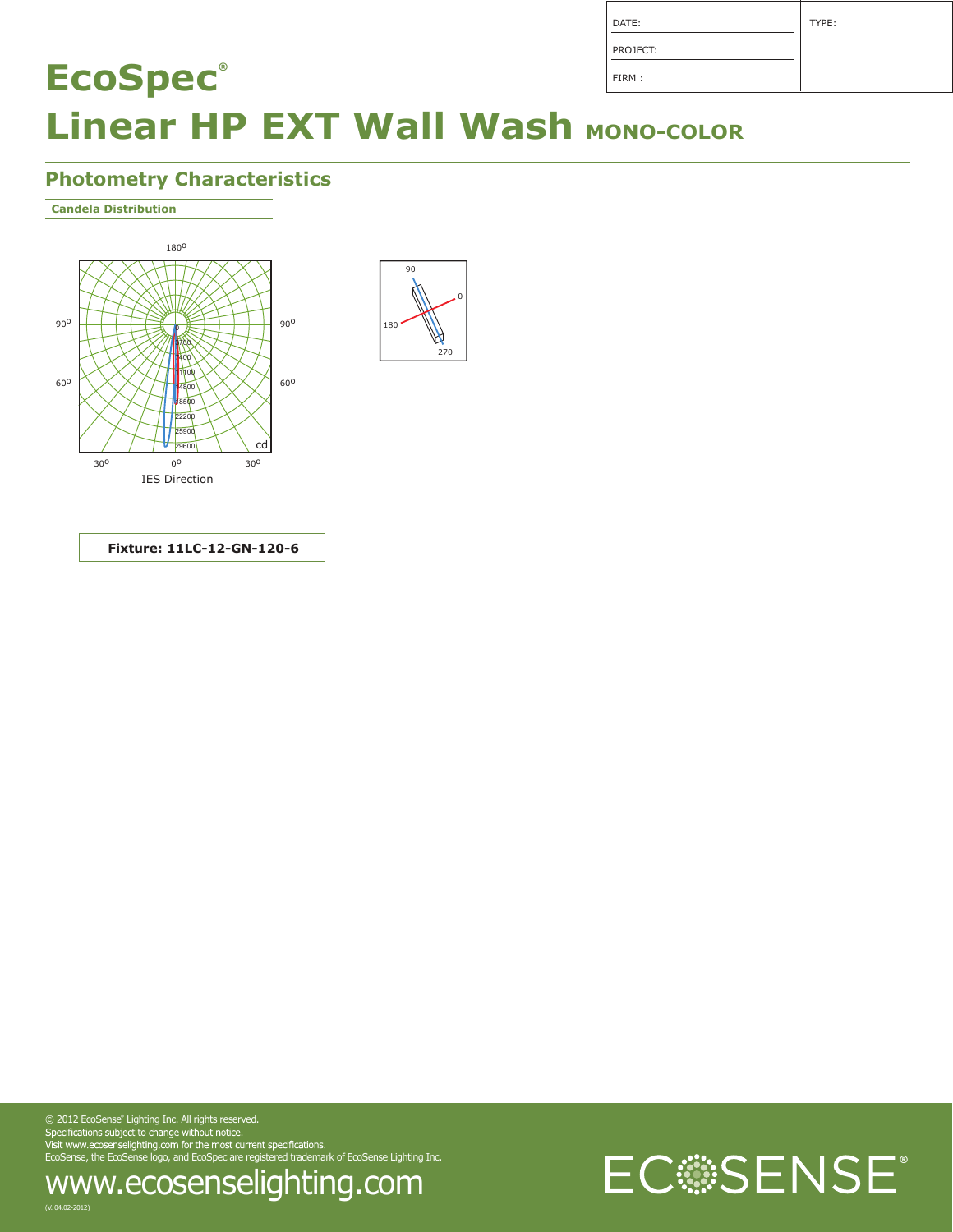| DATE: | TYPE: |
|---|---|
| PROJECT: | |
| FIRM : | |

# EcoSpec®

# Linear HP EXT Wall Wash MONO-COLOR

## Photometry Characteristics

### Candela Distribution

180°

90°

90°

60°

60°

0

3700

7400

11100

14800

18500

22200

25900

29600

cd

30°

0°

30°

IES Direction

90

0

180

270

**Fixture: 11LC-12-GN-120-6**

© 2012 EcoSense® Lighting Inc. All rights reserved.
Specifications subject to change without notice.
Visit www.ecosenselighting.com for the most current specifications.
EcoSense, the EcoSense logo, and EcoSpec are registered trademark of EcoSense Lighting Inc.

www.ecosenselighting.com

(V. 04.02-2012)

ECOSENSE®